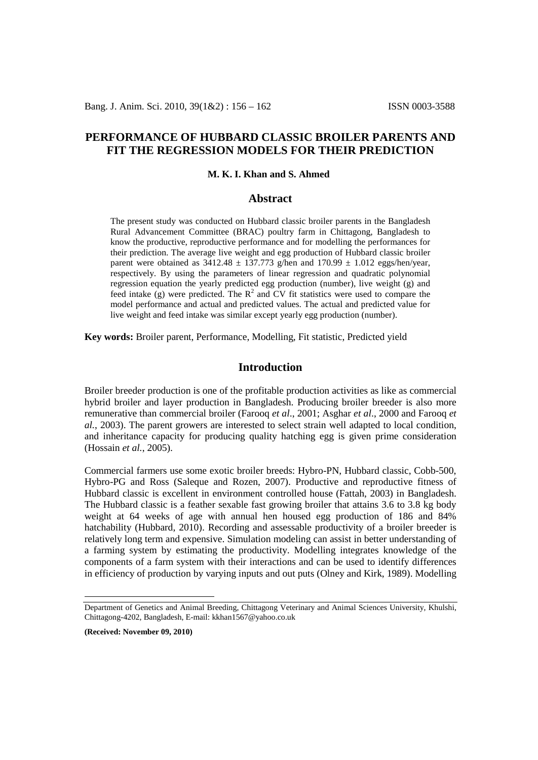# PERFORMANCE OF HUBBARD CLASSIC BROILER PARENTS AND FIT THE REGRESSION MODELS FOR THEIR PREDICTION

**M. K. I. Khan and S. Ahmed**

## Abstract

The present study was conducted on Hubbard classic broiler parents in the Bangladesh Rural Advancement Committee (BRAC) poultry farm in Chittagong, Bangladesh to know the productive, reproductive performance and for modelling the performances for their prediction. The average live weight and egg production of Hubbard classic broiler parent were obtained as $3412.48 \pm 137.773$ g/hen and $170.99 \pm 1.012$ eggs/hen/year, respectively. By using the parameters of linear regression and quadratic polynomial regression equation the yearly predicted egg production (number), live weight (g) and feed intake (g) were predicted. The $R^2$ and CV fit statistics were used to compare the model performance and actual and predicted values. The actual and predicted value for live weight and feed intake was similar except yearly egg production (number).

**Key words:** Broiler parent, Performance, Modelling, Fit statistic, Predicted yield

## Introduction

Broiler breeder production is one of the profitable production activities as like as commercial hybrid broiler and layer production in Bangladesh. Producing broiler breeder is also more remunerative than commercial broiler (Farooq *et al*., 2001; Asghar *et al*., 2000 and Farooq *et al.*, 2003). The parent growers are interested to select strain well adapted to local condition, and inheritance capacity for producing quality hatching egg is given prime consideration (Hossain *et al.*, 2005).

Commercial farmers use some exotic broiler breeds: Hybro-PN, Hubbard classic, Cobb-500, Hybro-PG and Ross (Saleque and Rozen, 2007). Productive and reproductive fitness of Hubbard classic is excellent in environment controlled house (Fattah, 2003) in Bangladesh. The Hubbard classic is a feather sexable fast growing broiler that attains 3.6 to 3.8 kg body weight at 64 weeks of age with annual hen housed egg production of 186 and 84% hatchability (Hubbard, 2010). Recording and assessable productivity of a broiler breeder is relatively long term and expensive. Simulation modeling can assist in better understanding of a farming system by estimating the productivity. Modelling integrates knowledge of the components of a farm system with their interactions and can be used to identify differences in efficiency of production by varying inputs and out puts (Olney and Kirk, 1989). Modelling

Department of Genetics and Animal Breeding, Chittagong Veterinary and Animal Sciences University, Khulshi, Chittagong-4202, Bangladesh, E-mail: kkhan1567@yahoo.co.uk

**(Received: November 09, 2010)**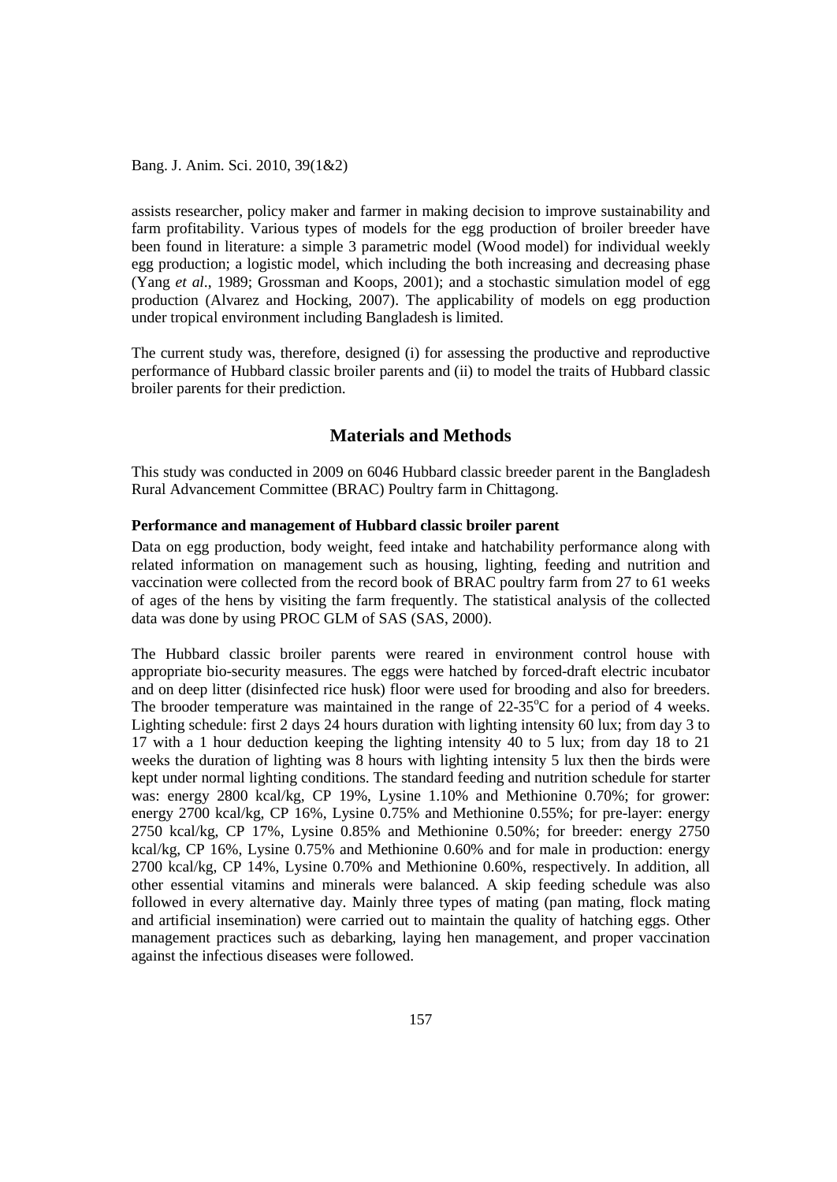assists researcher, policy maker and farmer in making decision to improve sustainability and farm profitability. Various types of models for the egg production of broiler breeder have been found in literature: a simple 3 parametric model (Wood model) for individual weekly egg production; a logistic model, which including the both increasing and decreasing phase (Yang *et al*., 1989; Grossman and Koops, 2001); and a stochastic simulation model of egg production (Alvarez and Hocking, 2007). The applicability of models on egg production under tropical environment including Bangladesh is limited.

The current study was, therefore, designed (i) for assessing the productive and reproductive performance of Hubbard classic broiler parents and (ii) to model the traits of Hubbard classic broiler parents for their prediction.

## Materials and Methods

This study was conducted in 2009 on 6046 Hubbard classic breeder parent in the Bangladesh Rural Advancement Committee (BRAC) Poultry farm in Chittagong.

### Performance and management of Hubbard classic broiler parent

Data on egg production, body weight, feed intake and hatchability performance along with related information on management such as housing, lighting, feeding and nutrition and vaccination were collected from the record book of BRAC poultry farm from 27 to 61 weeks of ages of the hens by visiting the farm frequently. The statistical analysis of the collected data was done by using PROC GLM of SAS (SAS, 2000).

The Hubbard classic broiler parents were reared in environment control house with appropriate bio-security measures. The eggs were hatched by forced-draft electric incubator and on deep litter (disinfected rice husk) floor were used for brooding and also for breeders. The brooder temperature was maintained in the range of 22-35$^{o}$C for a period of 4 weeks. Lighting schedule: first 2 days 24 hours duration with lighting intensity 60 lux; from day 3 to 17 with a 1 hour deduction keeping the lighting intensity 40 to 5 lux; from day 18 to 21 weeks the duration of lighting was 8 hours with lighting intensity 5 lux then the birds were kept under normal lighting conditions. The standard feeding and nutrition schedule for starter was: energy 2800 kcal/kg, CP 19%, Lysine 1.10% and Methionine 0.70%; for grower: energy 2700 kcal/kg, CP 16%, Lysine 0.75% and Methionine 0.55%; for pre-layer: energy 2750 kcal/kg, CP 17%, Lysine 0.85% and Methionine 0.50%; for breeder: energy 2750 kcal/kg, CP 16%, Lysine 0.75% and Methionine 0.60% and for male in production: energy 2700 kcal/kg, CP 14%, Lysine 0.70% and Methionine 0.60%, respectively. In addition, all other essential vitamins and minerals were balanced. A skip feeding schedule was also followed in every alternative day. Mainly three types of mating (pan mating, flock mating and artificial insemination) were carried out to maintain the quality of hatching eggs. Other management practices such as debarking, laying hen management, and proper vaccination against the infectious diseases were followed.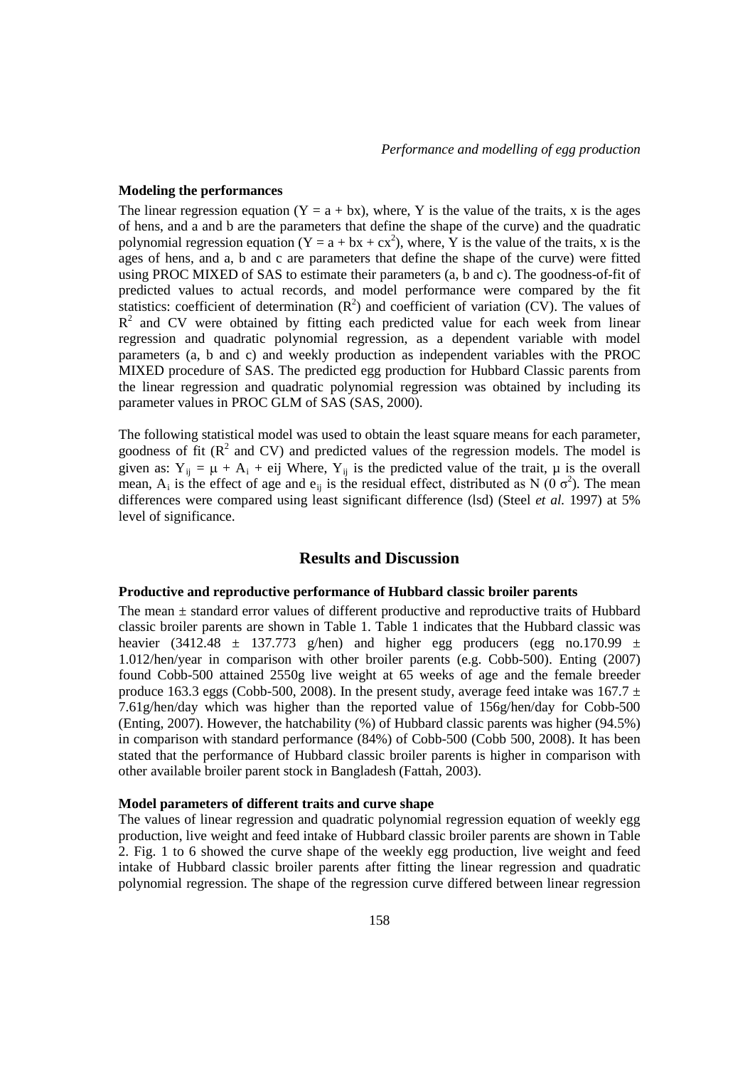### Modeling the performances

The linear regression equation ($Y = a + bx$), where, Y is the value of the traits, x is the ages of hens, and a and b are the parameters that define the shape of the curve) and the quadratic polynomial regression equation ($Y = a + bx + cx^2$), where, Y is the value of the traits, x is the ages of hens, and a, b and c are parameters that define the shape of the curve) were fitted using PROC MIXED of SAS to estimate their parameters (a, b and c). The goodness-of-fit of predicted values to actual records, and model performance were compared by the fit statistics: coefficient of determination ($R^2$) and coefficient of variation (CV). The values of $R^2$ and CV were obtained by fitting each predicted value for each week from linear regression and quadratic polynomial regression, as a dependent variable with model parameters (a, b and c) and weekly production as independent variables with the PROC MIXED procedure of SAS. The predicted egg production for Hubbard Classic parents from the linear regression and quadratic polynomial regression was obtained by including its parameter values in PROC GLM of SAS (SAS, 2000).

The following statistical model was used to obtain the least square means for each parameter, goodness of fit ($R^2$ and CV) and predicted values of the regression models. The model is given as: $Y_{ij} = \mu + A_i + e_{ij}$ Where, $Y_{ij}$ is the predicted value of the trait, $\mu$ is the overall mean, $A_i$ is the effect of age and $e_{ij}$ is the residual effect, distributed as $N(0\ \sigma^2)$. The mean differences were compared using least significant difference (lsd) (Steel *et al.* 1997) at 5% level of significance.

## Results and Discussion

### Productive and reproductive performance of Hubbard classic broiler parents

The mean ± standard error values of different productive and reproductive traits of Hubbard classic broiler parents are shown in Table 1. Table 1 indicates that the Hubbard classic was heavier (3412.48 ± 137.773 g/hen) and higher egg producers (egg no.170.99 ± 1.012/hen/year in comparison with other broiler parents (e.g. Cobb-500). Enting (2007) found Cobb-500 attained 2550g live weight at 65 weeks of age and the female breeder produce 163.3 eggs (Cobb-500, 2008). In the present study, average feed intake was 167.7 ± 7.61g/hen/day which was higher than the reported value of 156g/hen/day for Cobb-500 (Enting, 2007). However, the hatchability (%) of Hubbard classic parents was higher (94.5%) in comparison with standard performance (84%) of Cobb-500 (Cobb 500, 2008). It has been stated that the performance of Hubbard classic broiler parents is higher in comparison with other available broiler parent stock in Bangladesh (Fattah, 2003).

### Model parameters of different traits and curve shape

The values of linear regression and quadratic polynomial regression equation of weekly egg production, live weight and feed intake of Hubbard classic broiler parents are shown in Table 2. Fig. 1 to 6 showed the curve shape of the weekly egg production, live weight and feed intake of Hubbard classic broiler parents after fitting the linear regression and quadratic polynomial regression. The shape of the regression curve differed between linear regression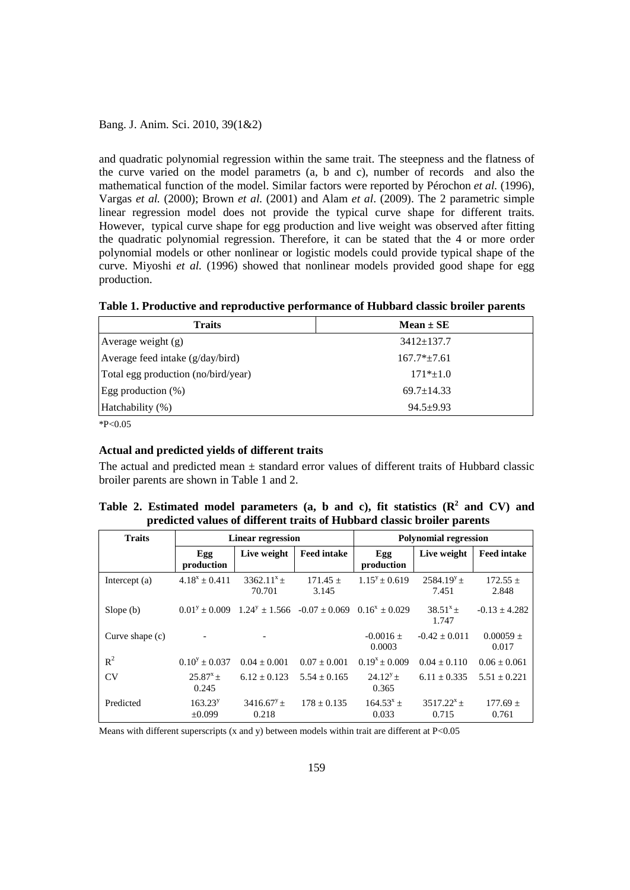and quadratic polynomial regression within the same trait. The steepness and the flatness of the curve varied on the model parametrs (a, b and c), number of records and also the mathematical function of the model. Similar factors were reported by Pérochon *et al.* (1996), Vargas *et al.* (2000); Brown *et al.* (2001) and Alam *et al*. (2009). The 2 parametric simple linear regression model does not provide the typical curve shape for different traits. However, typical curve shape for egg production and live weight was observed after fitting the quadratic polynomial regression. Therefore, it can be stated that the 4 or more order polynomial models or other nonlinear or logistic models could provide typical shape of the curve. Miyoshi *et al.* (1996) showed that nonlinear models provided good shape for egg production.

**Table 1. Productive and reproductive performance of Hubbard classic broiler parents**

| Traits | Mean ± SE |
|---|---|
| Average weight (g) | 3412±137.7 |
| Average feed intake (g/day/bird) | 167.7*±7.61 |
| Total egg production (no/bird/year) | 171*±1.0 |
| Egg production (%) | 69.7±14.33 |
| Hatchability (%) | 94.5±9.93 |

*P<0.05

### Actual and predicted yields of different traits

The actual and predicted mean ± standard error values of different traits of Hubbard classic broiler parents are shown in Table 1 and 2.

**Table 2. Estimated model parameters (a, b and c), fit statistics ($R^2$ and CV) and predicted values of different traits of Hubbard classic broiler parents**

| Traits | Linear regression | | | Polynomial regression | | |
|---|---|---|---|---|---|---|
| | Egg production | Live weight | Feed intake | Egg production | Live weight | Feed intake |
| Intercept (a) | $4.18^{x} \pm 0.411$ | $3362.11^{x} \pm 70.701$ | $171.45 \pm 3.145$ | $1.15^{y} \pm 0.619$ | $2584.19^{y} \pm 7.451$ | $172.55 \pm 2.848$ |
| Slope (b) | $0.01^{y} \pm 0.009$ | $1.24^{y} \pm 1.566$ | $-0.07 \pm 0.069$ | $0.16^{x} \pm 0.029$ | $38.51^{x} \pm 1.747$ | $-0.13 \pm 4.282$ |
| Curve shape (c) | - | - | | $-0.0016 \pm 0.0003$ | $-0.42 \pm 0.011$ | $0.00059 \pm 0.017$ |
| $R^2$ | $0.10^{y} \pm 0.037$ | $0.04 \pm 0.001$ | $0.07 \pm 0.001$ | $0.19^{x} \pm 0.009$ | $0.04 \pm 0.110$ | $0.06 \pm 0.061$ |
| CV | $25.87^{x} \pm 0.245$ | $6.12 \pm 0.123$ | $5.54 \pm 0.165$ | $24.12^{y} \pm 0.365$ | $6.11 \pm 0.335$ | $5.51 \pm 0.221$ |
| Predicted | $163.23^{y} \pm 0.099$ | $3416.67^{y} \pm 0.218$ | $178 \pm 0.135$ | $164.53^{x} \pm 0.033$ | $3517.22^{x} \pm 0.715$ | $177.69 \pm 0.761$ |

Means with different superscripts (x and y) between models within trait are different at P<0.05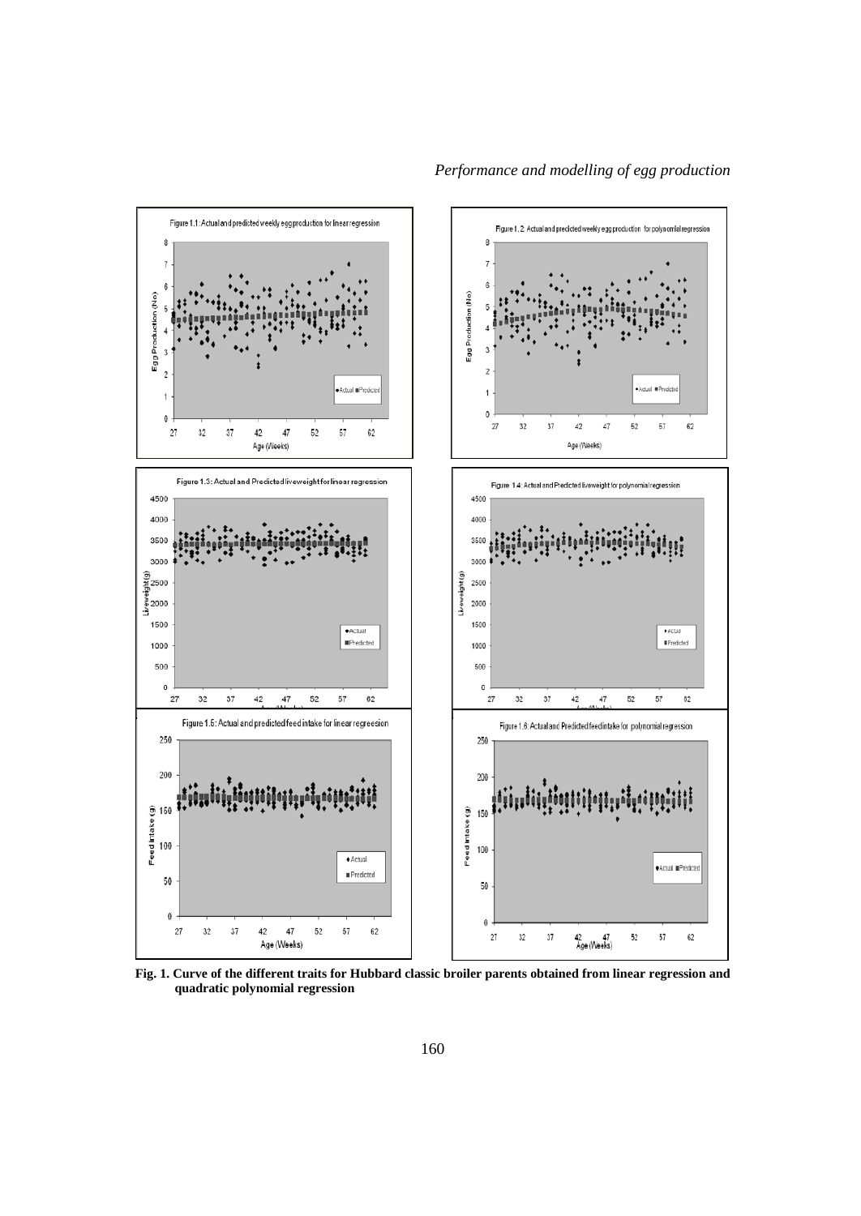Fig. 1. Curve of the different traits for Hubbard classic broiler parents obtained from linear regression and quadratic polynomial regression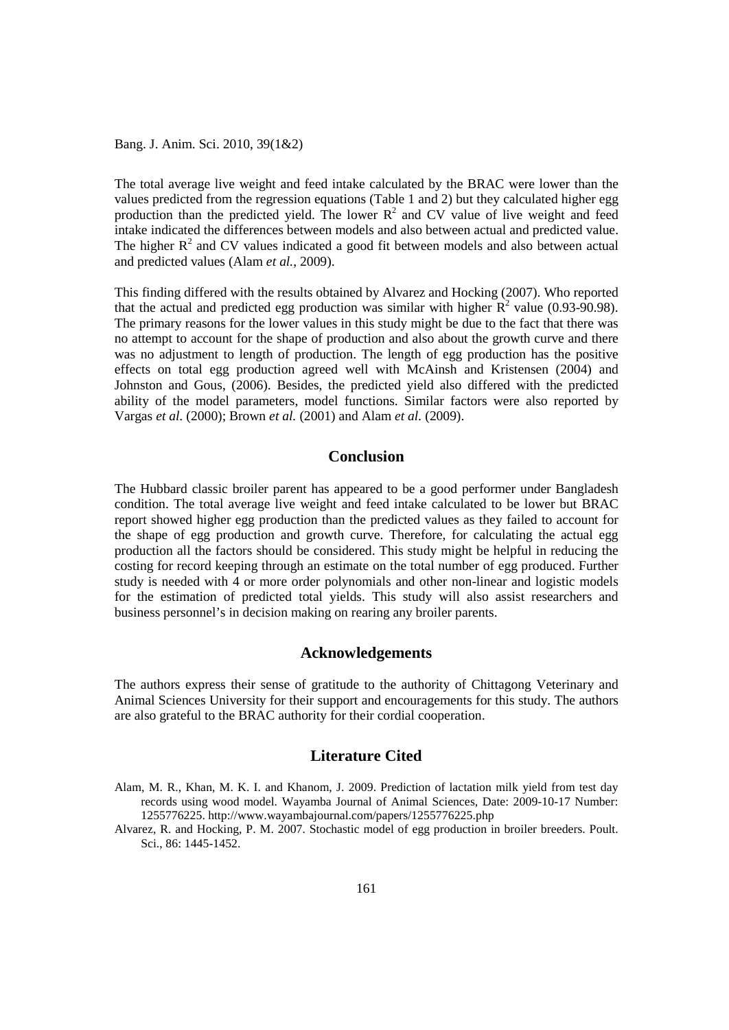The total average live weight and feed intake calculated by the BRAC were lower than the values predicted from the regression equations (Table 1 and 2) but they calculated higher egg production than the predicted yield. The lower $R^2$ and CV value of live weight and feed intake indicated the differences between models and also between actual and predicted value. The higher $R^2$ and CV values indicated a good fit between models and also between actual and predicted values (Alam *et al.*, 2009).

This finding differed with the results obtained by Alvarez and Hocking (2007). Who reported that the actual and predicted egg production was similar with higher $R^2$ value (0.93-90.98). The primary reasons for the lower values in this study might be due to the fact that there was no attempt to account for the shape of production and also about the growth curve and there was no adjustment to length of production. The length of egg production has the positive effects on total egg production agreed well with McAinsh and Kristensen (2004) and Johnston and Gous, (2006). Besides, the predicted yield also differed with the predicted ability of the model parameters, model functions. Similar factors were also reported by Vargas *et al.* (2000); Brown *et al.* (2001) and Alam *et al.* (2009).

## Conclusion

The Hubbard classic broiler parent has appeared to be a good performer under Bangladesh condition. The total average live weight and feed intake calculated to be lower but BRAC report showed higher egg production than the predicted values as they failed to account for the shape of egg production and growth curve. Therefore, for calculating the actual egg production all the factors should be considered. This study might be helpful in reducing the costing for record keeping through an estimate on the total number of egg produced. Further study is needed with 4 or more order polynomials and other non-linear and logistic models for the estimation of predicted total yields. This study will also assist researchers and business personnel's in decision making on rearing any broiler parents.

## Acknowledgements

The authors express their sense of gratitude to the authority of Chittagong Veterinary and Animal Sciences University for their support and encouragements for this study. The authors are also grateful to the BRAC authority for their cordial cooperation.

## Literature Cited

Alam, M. R., Khan, M. K. I. and Khanom, J. 2009. Prediction of lactation milk yield from test day records using wood model. Wayamba Journal of Animal Sciences, Date: 2009-10-17 Number: 1255776225. http://www.wayambajournal.com/papers/1255776225.php

Alvarez, R. and Hocking, P. M. 2007. Stochastic model of egg production in broiler breeders. Poult. Sci., 86: 1445-1452.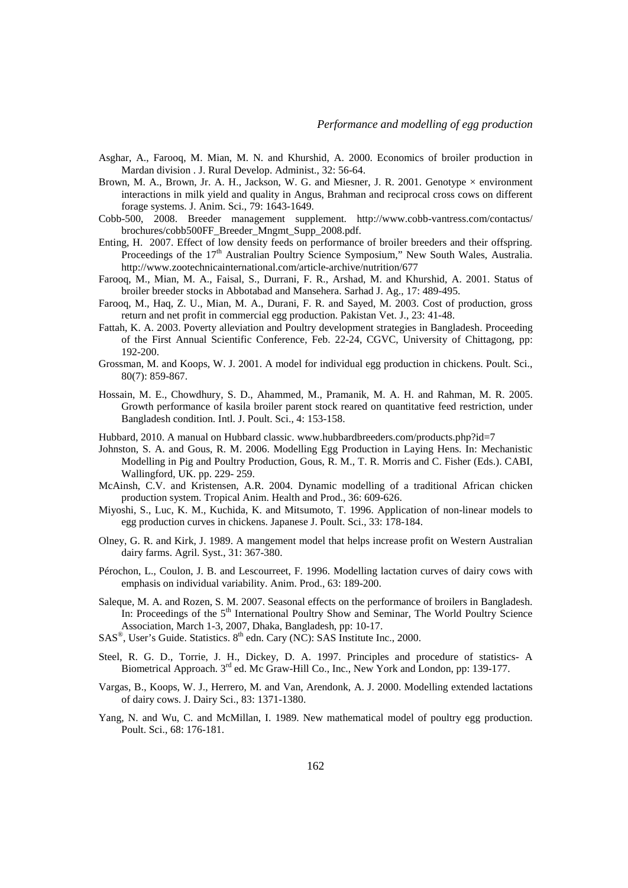Asghar, A., Farooq, M. Mian, M. N. and Khurshid, A. 2000. Economics of broiler production in Mardan division . J. Rural Develop. Administ., 32: 56-64.

Brown, M. A., Brown, Jr. A. H., Jackson, W. G. and Miesner, J. R. 2001. Genotype × environment interactions in milk yield and quality in Angus, Brahman and reciprocal cross cows on different forage systems. J. Anim. Sci., 79: 1643-1649.

Cobb-500, 2008. Breeder management supplement. http://www.cobb-vantress.com/contactus/brochures/cobb500FF_Breeder_Mngmt_Supp_2008.pdf.

Enting, H. 2007. Effect of low density feeds on performance of broiler breeders and their offspring. Proceedings of the 17th Australian Poultry Science Symposium," New South Wales, Australia. http://www.zootechnicainternational.com/article-archive/nutrition/677

Farooq, M., Mian, M. A., Faisal, S., Durrani, F. R., Arshad, M. and Khurshid, A. 2001. Status of broiler breeder stocks in Abbotabad and Mansehera. Sarhad J. Ag., 17: 489-495.

Farooq, M., Haq, Z. U., Mian, M. A., Durani, F. R. and Sayed, M. 2003. Cost of production, gross return and net profit in commercial egg production. Pakistan Vet. J., 23: 41-48.

Fattah, K. A. 2003. Poverty alleviation and Poultry development strategies in Bangladesh. Proceeding of the First Annual Scientific Conference, Feb. 22-24, CGVC, University of Chittagong, pp: 192-200.

Grossman, M. and Koops, W. J. 2001. A model for individual egg production in chickens. Poult. Sci., 80(7): 859-867.

Hossain, M. E., Chowdhury, S. D., Ahammed, M., Pramanik, M. A. H. and Rahman, M. R. 2005. Growth performance of kasila broiler parent stock reared on quantitative feed restriction, under Bangladesh condition. Intl. J. Poult. Sci., 4: 153-158.

Hubbard, 2010. A manual on Hubbard classic. www.hubbardbreeders.com/products.php?id=7

Johnston, S. A. and Gous, R. M. 2006. Modelling Egg Production in Laying Hens. In: Mechanistic Modelling in Pig and Poultry Production, Gous, R. M., T. R. Morris and C. Fisher (Eds.). CABI, Wallingford, UK. pp. 229- 259.

McAinsh, C.V. and Kristensen, A.R. 2004. Dynamic modelling of a traditional African chicken production system. Tropical Anim. Health and Prod., 36: 609-626.

Miyoshi, S., Luc, K. M., Kuchida, K. and Mitsumoto, T. 1996. Application of non-linear models to egg production curves in chickens. Japanese J. Poult. Sci., 33: 178-184.

Olney, G. R. and Kirk, J. 1989. A mangement model that helps increase profit on Western Australian dairy farms. Agril. Syst., 31: 367-380.

Pérochon, L., Coulon, J. B. and Lescourreet, F. 1996. Modelling lactation curves of dairy cows with emphasis on individual variability. Anim. Prod., 63: 189-200.

Saleque, M. A. and Rozen, S. M. 2007. Seasonal effects on the performance of broilers in Bangladesh. In: Proceedings of the 5th International Poultry Show and Seminar, The World Poultry Science Association, March 1-3, 2007, Dhaka, Bangladesh, pp: 10-17.

SAS®, User's Guide. Statistics. 8th edn. Cary (NC): SAS Institute Inc., 2000.

Steel, R. G. D., Torrie, J. H., Dickey, D. A. 1997. Principles and procedure of statistics- A Biometrical Approach. 3rd ed. Mc Graw-Hill Co., Inc., New York and London, pp: 139-177.

Vargas, B., Koops, W. J., Herrero, M. and Van, Arendonk, A. J. 2000. Modelling extended lactations of dairy cows. J. Dairy Sci., 83: 1371-1380.

Yang, N. and Wu, C. and McMillan, I. 1989. New mathematical model of poultry egg production. Poult. Sci., 68: 176-181.